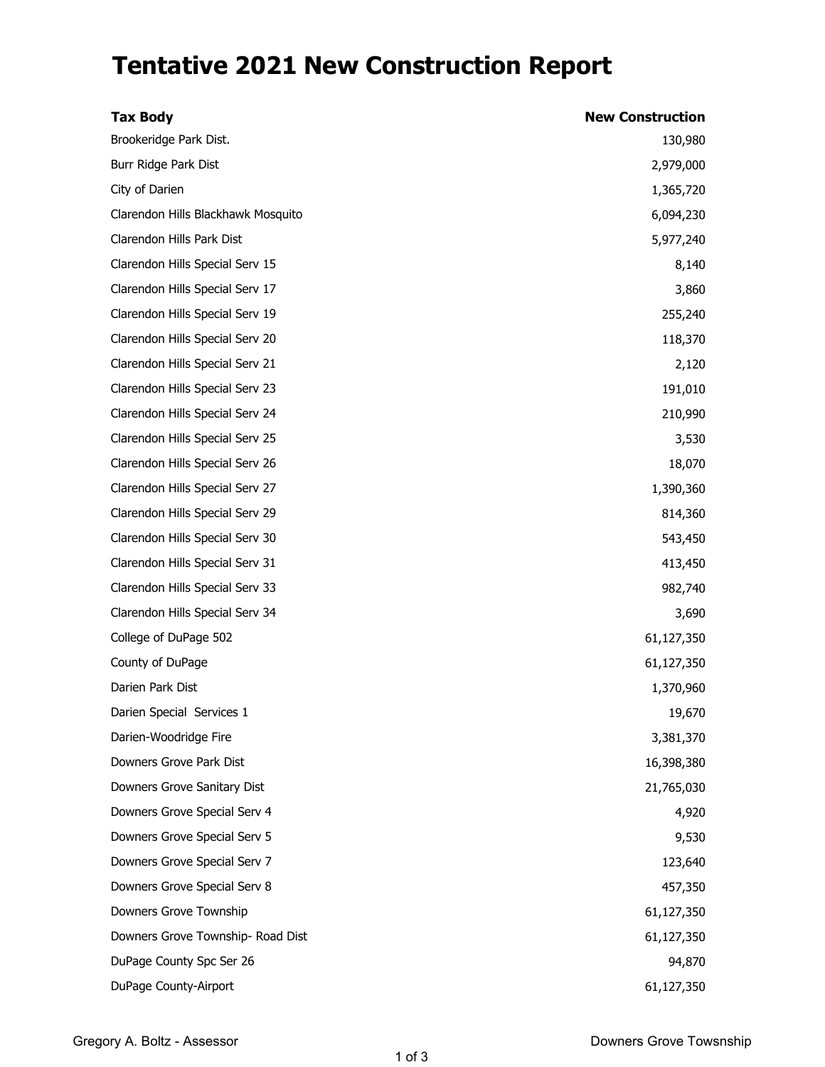# Tentative 2021 New Construction Report

| Tax Body | New Construction |
| --- | ---: |
| Brookeridge Park Dist. | 130,980 |
| Burr Ridge Park Dist | 2,979,000 |
| City of Darien | 1,365,720 |
| Clarendon Hills Blackhawk Mosquito | 6,094,230 |
| Clarendon Hills Park Dist | 5,977,240 |
| Clarendon Hills Special Serv 15 | 8,140 |
| Clarendon Hills Special Serv 17 | 3,860 |
| Clarendon Hills Special Serv 19 | 255,240 |
| Clarendon Hills Special Serv 20 | 118,370 |
| Clarendon Hills Special Serv 21 | 2,120 |
| Clarendon Hills Special Serv 23 | 191,010 |
| Clarendon Hills Special Serv 24 | 210,990 |
| Clarendon Hills Special Serv 25 | 3,530 |
| Clarendon Hills Special Serv 26 | 18,070 |
| Clarendon Hills Special Serv 27 | 1,390,360 |
| Clarendon Hills Special Serv 29 | 814,360 |
| Clarendon Hills Special Serv 30 | 543,450 |
| Clarendon Hills Special Serv 31 | 413,450 |
| Clarendon Hills Special Serv 33 | 982,740 |
| Clarendon Hills Special Serv 34 | 3,690 |
| College of DuPage 502 | 61,127,350 |
| County of DuPage | 61,127,350 |
| Darien Park Dist | 1,370,960 |
| Darien Special Services 1 | 19,670 |
| Darien-Woodridge Fire | 3,381,370 |
| Downers Grove Park Dist | 16,398,380 |
| Downers Grove Sanitary Dist | 21,765,030 |
| Downers Grove Special Serv 4 | 4,920 |
| Downers Grove Special Serv 5 | 9,530 |
| Downers Grove Special Serv 7 | 123,640 |
| Downers Grove Special Serv 8 | 457,350 |
| Downers Grove Township | 61,127,350 |
| Downers Grove Township- Road Dist | 61,127,350 |
| DuPage County Spc Ser 26 | 94,870 |
| DuPage County-Airport | 61,127,350 |

Gregory A. Boltz - Assessor

Downers Grove Towsnship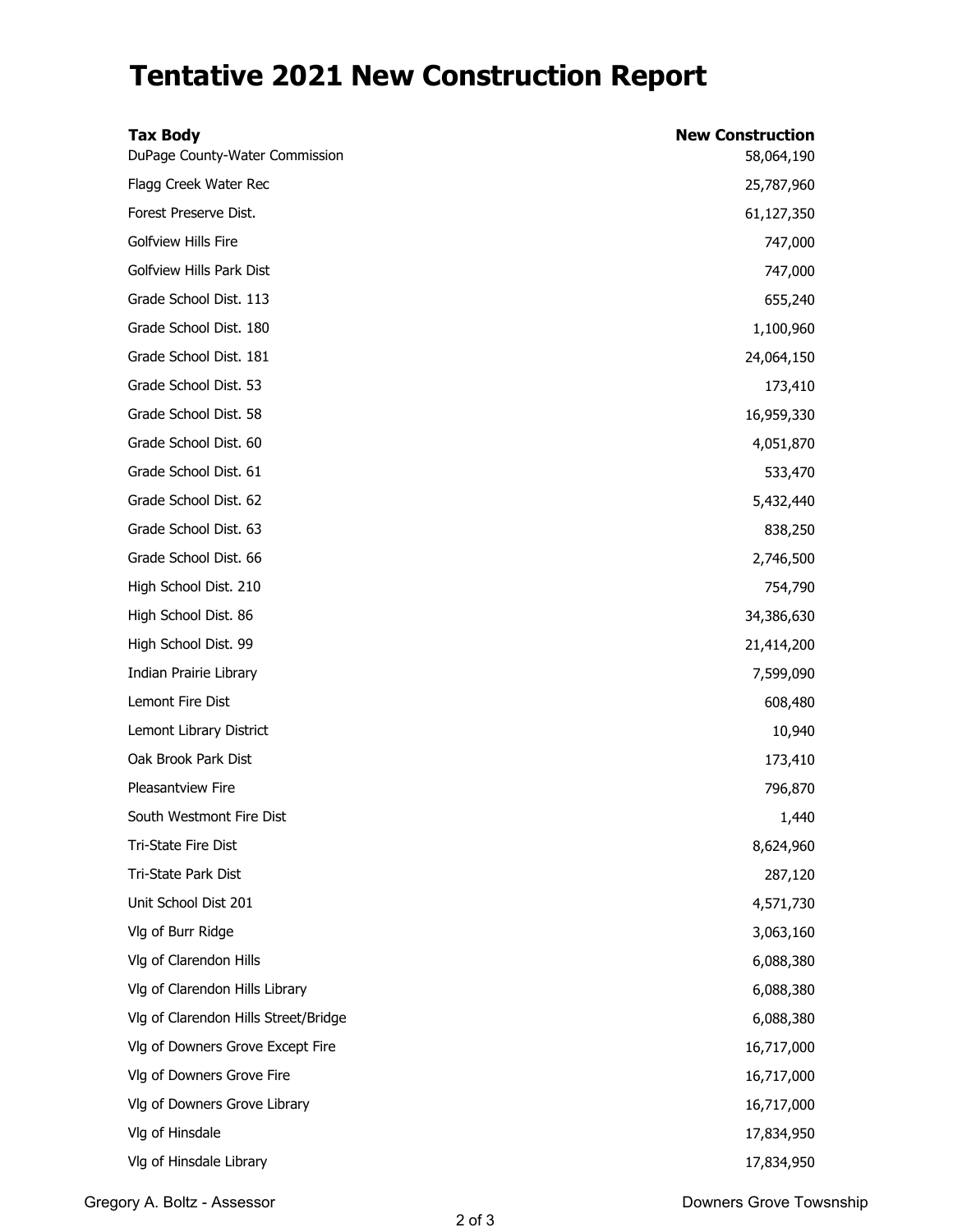# Tentative 2021 New Construction Report

| Tax Body | New Construction |
|---|---|
| DuPage County-Water Commission | 58,064,190 |
| Flagg Creek Water Rec | 25,787,960 |
| Forest Preserve Dist. | 61,127,350 |
| Golfview Hills Fire | 747,000 |
| Golfview Hills Park Dist | 747,000 |
| Grade School Dist. 113 | 655,240 |
| Grade School Dist. 180 | 1,100,960 |
| Grade School Dist. 181 | 24,064,150 |
| Grade School Dist. 53 | 173,410 |
| Grade School Dist. 58 | 16,959,330 |
| Grade School Dist. 60 | 4,051,870 |
| Grade School Dist. 61 | 533,470 |
| Grade School Dist. 62 | 5,432,440 |
| Grade School Dist. 63 | 838,250 |
| Grade School Dist. 66 | 2,746,500 |
| High School Dist. 210 | 754,790 |
| High School Dist. 86 | 34,386,630 |
| High School Dist. 99 | 21,414,200 |
| Indian Prairie Library | 7,599,090 |
| Lemont Fire Dist | 608,480 |
| Lemont Library District | 10,940 |
| Oak Brook Park Dist | 173,410 |
| Pleasantview Fire | 796,870 |
| South Westmont Fire Dist | 1,440 |
| Tri-State Fire Dist | 8,624,960 |
| Tri-State Park Dist | 287,120 |
| Unit School Dist 201 | 4,571,730 |
| Vlg of Burr Ridge | 3,063,160 |
| Vlg of Clarendon Hills | 6,088,380 |
| Vlg of Clarendon Hills Library | 6,088,380 |
| Vlg of Clarendon Hills Street/Bridge | 6,088,380 |
| Vlg of Downers Grove Except Fire | 16,717,000 |
| Vlg of Downers Grove Fire | 16,717,000 |
| Vlg of Downers Grove Library | 16,717,000 |
| Vlg of Hinsdale | 17,834,950 |
| Vlg of Hinsdale Library | 17,834,950 |

Gregory A. Boltz - Assessor

Downers Grove Towsnship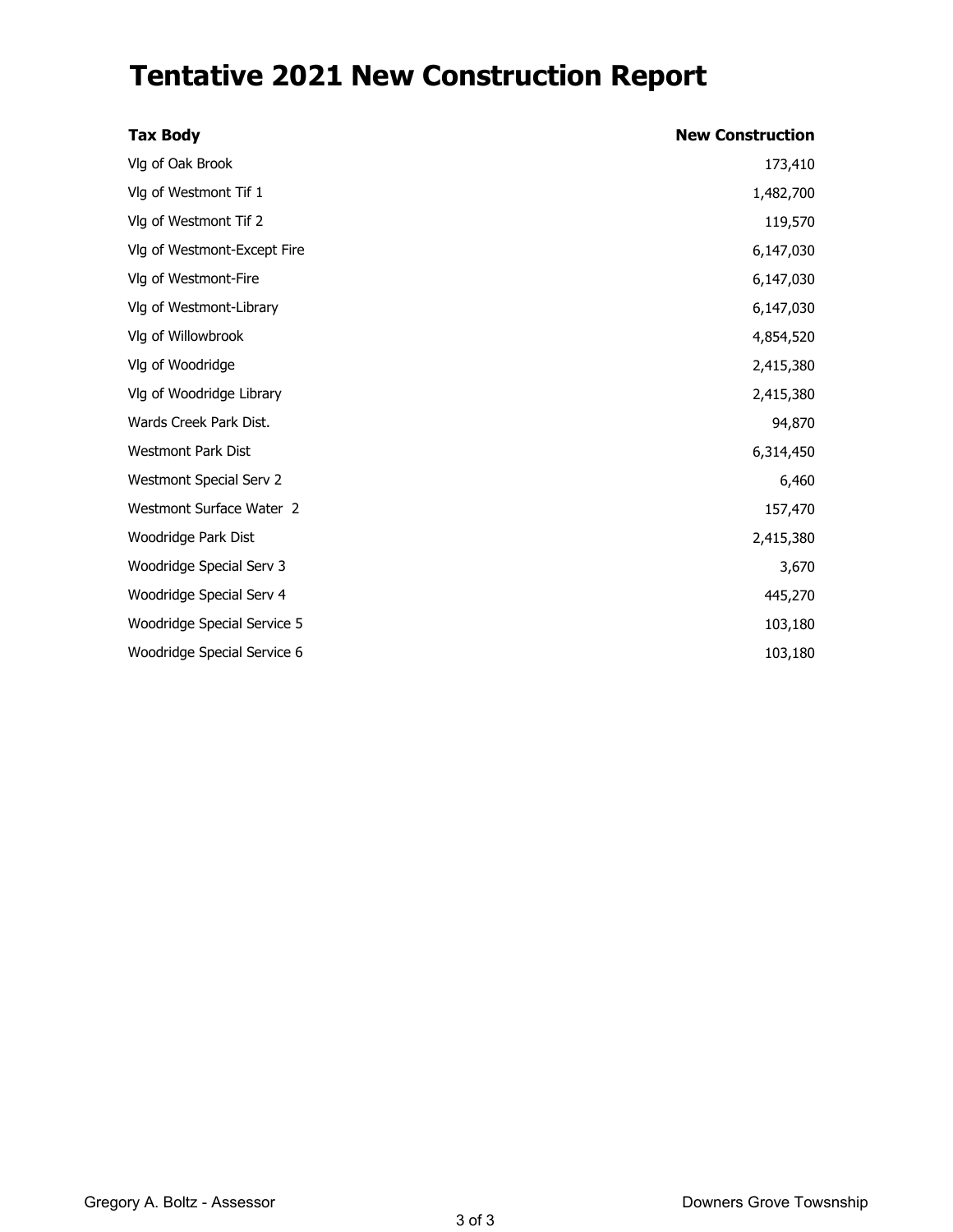# Tentative 2021 New Construction Report

| Tax Body | New Construction |
|---|---:|
| Vlg of Oak Brook | 173,410 |
| Vlg of Westmont Tif 1 | 1,482,700 |
| Vlg of Westmont Tif 2 | 119,570 |
| Vlg of Westmont-Except Fire | 6,147,030 |
| Vlg of Westmont-Fire | 6,147,030 |
| Vlg of Westmont-Library | 6,147,030 |
| Vlg of Willowbrook | 4,854,520 |
| Vlg of Woodridge | 2,415,380 |
| Vlg of Woodridge Library | 2,415,380 |
| Wards Creek Park Dist. | 94,870 |
| Westmont Park Dist | 6,314,450 |
| Westmont Special Serv 2 | 6,460 |
| Westmont Surface Water 2 | 157,470 |
| Woodridge Park Dist | 2,415,380 |
| Woodridge Special Serv 3 | 3,670 |
| Woodridge Special Serv 4 | 445,270 |
| Woodridge Special Service 5 | 103,180 |
| Woodridge Special Service 6 | 103,180 |